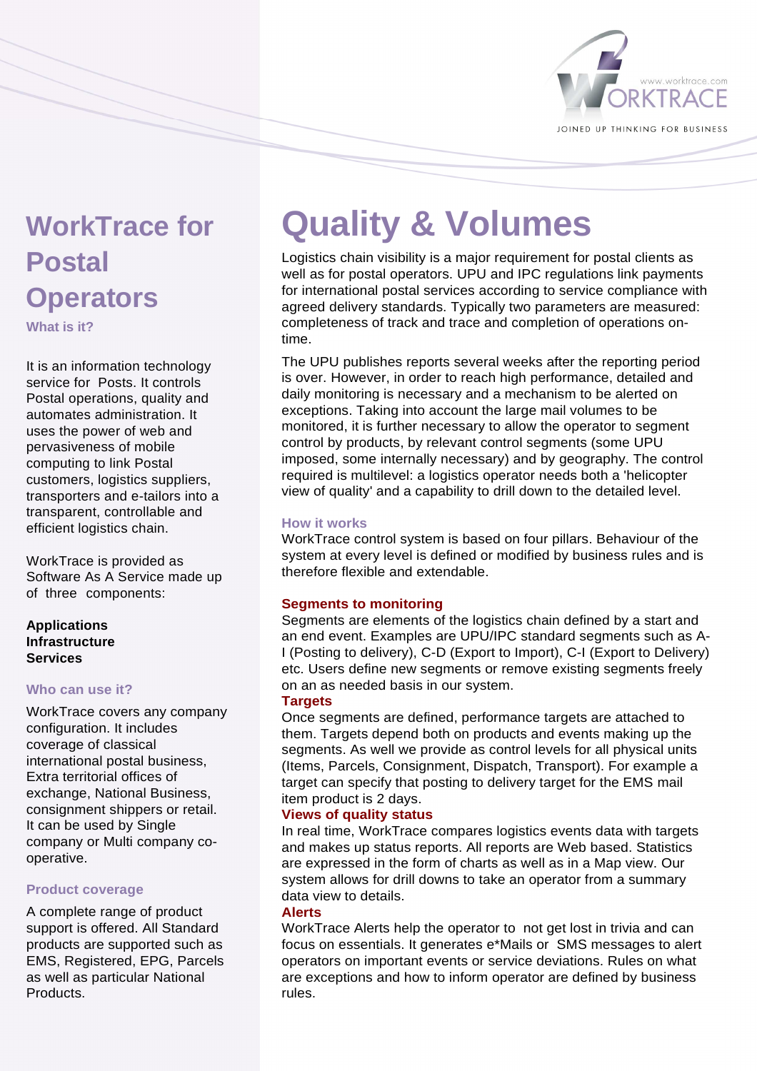WORKTRACE

www.worktrace.com

JOINED UP THINKING FOR BUSINESS

# WorkTrace for Postal Operators

### What is it?

It is an information technology service for Posts. It controls Postal operations, quality and automates administration. It uses the power of web and pervasiveness of mobile computing to link Postal customers, logistics suppliers, transporters and e-tailors into a transparent, controllable and efficient logistics chain.

WorkTrace is provided as Software As A Service made up of three components:

**Applications**
**Infrastructure**
**Services**

### Who can use it?

WorkTrace covers any company configuration. It includes coverage of classical international postal business, Extra territorial offices of exchange, National Business, consignment shippers or retail. It can be used by Single company or Multi company co-operative.

### Product coverage

A complete range of product support is offered. All Standard products are supported such as EMS, Registered, EPG, Parcels as well as particular National Products.

# Quality & Volumes

Logistics chain visibility is a major requirement for postal clients as well as for postal operators. UPU and IPC regulations link payments for international postal services according to service compliance with agreed delivery standards. Typically two parameters are measured: completeness of track and trace and completion of operations on-time.

The UPU publishes reports several weeks after the reporting period is over. However, in order to reach high performance, detailed and daily monitoring is necessary and a mechanism to be alerted on exceptions. Taking into account the large mail volumes to be monitored, it is further necessary to allow the operator to segment control by products, by relevant control segments (some UPU imposed, some internally necessary) and by geography. The control required is multilevel: a logistics operator needs both a 'helicopter view of quality' and a capability to drill down to the detailed level.

### How it works

WorkTrace control system is based on four pillars. Behaviour of the system at every level is defined or modified by business rules and is therefore flexible and extendable.

**Segments to monitoring**

Segments are elements of the logistics chain defined by a start and an end event. Examples are UPU/IPC standard segments such as A-I (Posting to delivery), C-D (Export to Import), C-I (Export to Delivery) etc. Users define new segments or remove existing segments freely on an as needed basis in our system.

**Targets**

Once segments are defined, performance targets are attached to them. Targets depend both on products and events making up the segments. As well we provide as control levels for all physical units (Items, Parcels, Consignment, Dispatch, Transport). For example a target can specify that posting to delivery target for the EMS mail item product is 2 days.

**Views of quality status**

In real time, WorkTrace compares logistics events data with targets and makes up status reports. All reports are Web based. Statistics are expressed in the form of charts as well as in a Map view. Our system allows for drill downs to take an operator from a summary data view to details.

**Alerts**

WorkTrace Alerts help the operator to not get lost in trivia and can focus on essentials. It generates e*Mails or SMS messages to alert operators on important events or service deviations. Rules on what are exceptions and how to inform operator are defined by business rules.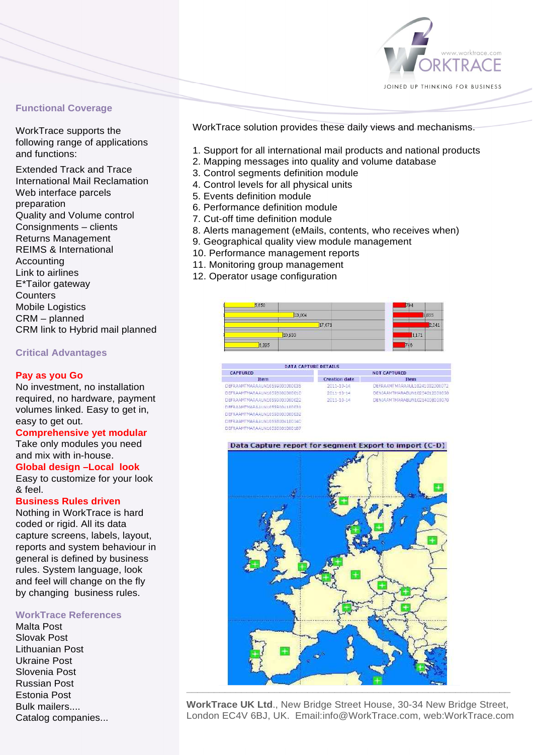WORKTRACE
www.worktrace.com
JOINED UP THINKING FOR BUSINESS

## Functional Coverage

WorkTrace supports the following range of applications and functions:

Extended Track and Trace
International Mail Reclamation
Web interface parcels preparation
Quality and Volume control
Consignments – clients
Returns Management
REIMS & International Accounting
Link to airlines
E*Tailor gateway
Counters
Mobile Logistics
CRM – planned
CRM link to Hybrid mail planned

## Critical Advantages

**Pay as you Go**
No investment, no installation required, no hardware, payment volumes linked. Easy to get in, easy to get out.

**Comprehensive yet modular**
Take only modules you need and mix with in-house.

**Global design –Local look**
Easy to customize for your look & feel.

**Business Rules driven**
Nothing in WorkTrace is hard coded or rigid. All its data capture screens, labels, layout, reports and system behaviour in general is defined by business rules. System language, look and feel will change on the fly by changing business rules.

## WorkTrace References

Malta Post
Slovak Post
Lithuanian Post
Ukraine Post
Slovenia Post
Russian Post
Estonia Post
Bulk mailers....
Catalog companies...

WorkTrace solution provides these daily views and mechanisms.

1. Support for all international mail products and national products
2. Mapping messages into quality and volume database
3. Control segments definition module
4. Control levels for all physical units
5. Events definition module
6. Performance definition module
7. Cut-off time definition module
8. Alerts management (eMails, contents, who receives when)
9. Geographical quality view module management
10. Performance management reports
11. Monitoring group management
12. Operator usage configuration

5,650
13,004
17,471
10,933
6,395

794
1,855
2,241
1,171
746

DATA CAPTURE DETAILS

| CAPTURED | | NOT CAPTURED |
|---|---|---|
| Item | Creation date | Item |
| DEFRAAMTMARAAUN10559001000035 | 2011-10-14 | DEFRAAMTMARAAUL10241002000072 |
| DEFRAAMTMARAAUN10559002000010 | 2011-10-14 | DENIAAMTMARABUN10254012000030 |
| DEFRAAMTMARAAUN10559003000022 | 2011-10-14 | DENIAAMTMARABUN10254008000070 |
| DEFRAAMTMARAAUN10559004100031 | | |
| DEFRAAMTMARAAUN10558003000032 | | |
| DEFRAAMTMARAAUN10558004100140 | | |
| DEFRAAMTMARAAUN10558001000107 | | |

Data Capture report for segment Export to import (C-D)

**WorkTrace UK Ltd**., New Bridge Street House, 30-34 New Bridge Street, London EC4V 6BJ, UK. Email:info@WorkTrace.com, web:WorkTrace.com